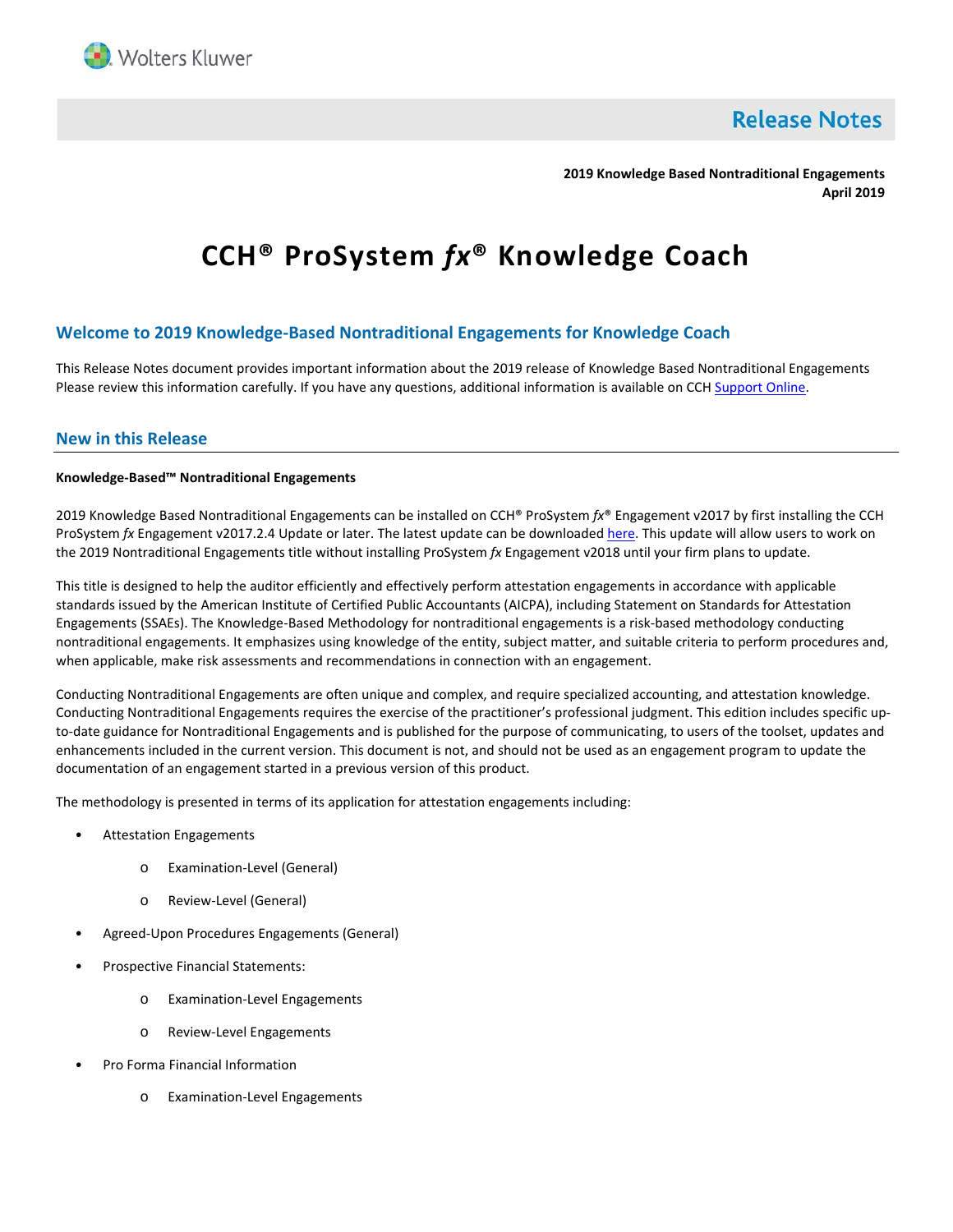Wolters Kluwer

# Release Notes

**2019 Knowledge Based Nontraditional Engagements**
**April 2019**

# CCH® ProSystem *fx*® Knowledge Coach

## Welcome to 2019 Knowledge-Based Nontraditional Engagements for Knowledge Coach

This Release Notes document provides important information about the 2019 release of Knowledge Based Nontraditional Engagements Please review this information carefully. If you have any questions, additional information is available on CCH Support Online.

## New in this Release

**Knowledge-Based™ Nontraditional Engagements**

2019 Knowledge Based Nontraditional Engagements can be installed on CCH® ProSystem *fx*® Engagement v2017 by first installing the CCH ProSystem *fx* Engagement v2017.2.4 Update or later. The latest update can be downloaded here. This update will allow users to work on the 2019 Nontraditional Engagements title without installing ProSystem *fx* Engagement v2018 until your firm plans to update.

This title is designed to help the auditor efficiently and effectively perform attestation engagements in accordance with applicable standards issued by the American Institute of Certified Public Accountants (AICPA), including Statement on Standards for Attestation Engagements (SSAEs). The Knowledge-Based Methodology for nontraditional engagements is a risk-based methodology conducting nontraditional engagements. It emphasizes using knowledge of the entity, subject matter, and suitable criteria to perform procedures and, when applicable, make risk assessments and recommendations in connection with an engagement.

Conducting Nontraditional Engagements are often unique and complex, and require specialized accounting, and attestation knowledge. Conducting Nontraditional Engagements requires the exercise of the practitioner's professional judgment. This edition includes specific up-to-date guidance for Nontraditional Engagements and is published for the purpose of communicating, to users of the toolset, updates and enhancements included in the current version. This document is not, and should not be used as an engagement program to update the documentation of an engagement started in a previous version of this product.

The methodology is presented in terms of its application for attestation engagements including:

- Attestation Engagements
  - Examination-Level (General)
  - Review-Level (General)
- Agreed-Upon Procedures Engagements (General)
- Prospective Financial Statements:
  - Examination-Level Engagements
  - Review-Level Engagements
- Pro Forma Financial Information
  - Examination-Level Engagements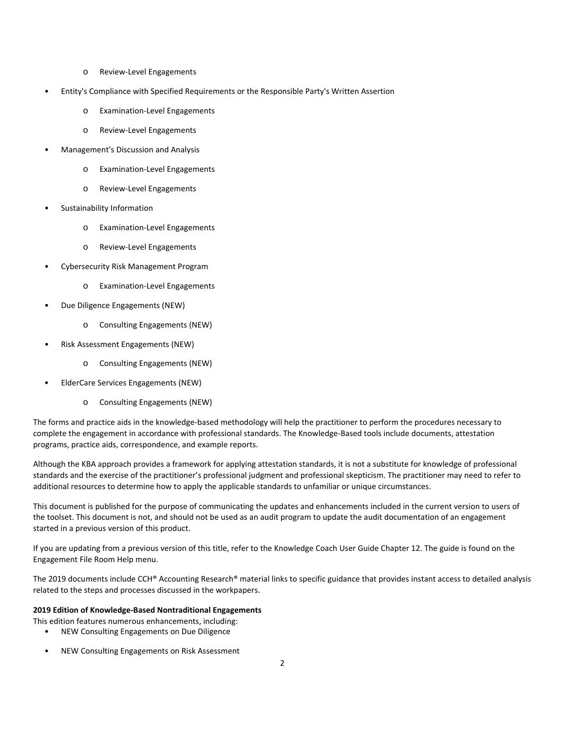- Review-Level Engagements
- Entity's Compliance with Specified Requirements or the Responsible Party's Written Assertion
    - Examination-Level Engagements
    - Review-Level Engagements
- Management's Discussion and Analysis
    - Examination-Level Engagements
    - Review-Level Engagements
- Sustainability Information
    - Examination-Level Engagements
    - Review-Level Engagements
- Cybersecurity Risk Management Program
    - Examination-Level Engagements
- Due Diligence Engagements (NEW)
    - Consulting Engagements (NEW)
- Risk Assessment Engagements (NEW)
    - Consulting Engagements (NEW)
- ElderCare Services Engagements (NEW)
    - Consulting Engagements (NEW)

The forms and practice aids in the knowledge-based methodology will help the practitioner to perform the procedures necessary to complete the engagement in accordance with professional standards. The Knowledge-Based tools include documents, attestation programs, practice aids, correspondence, and example reports.

Although the KBA approach provides a framework for applying attestation standards, it is not a substitute for knowledge of professional standards and the exercise of the practitioner's professional judgment and professional skepticism. The practitioner may need to refer to additional resources to determine how to apply the applicable standards to unfamiliar or unique circumstances.

This document is published for the purpose of communicating the updates and enhancements included in the current version to users of the toolset. This document is not, and should not be used as an audit program to update the audit documentation of an engagement started in a previous version of this product.

If you are updating from a previous version of this title, refer to the Knowledge Coach User Guide Chapter 12. The guide is found on the Engagement File Room Help menu.

The 2019 documents include CCH® Accounting Research® material links to specific guidance that provides instant access to detailed analysis related to the steps and processes discussed in the workpapers.

**2019 Edition of Knowledge-Based Nontraditional Engagements**

This edition features numerous enhancements, including:

- NEW Consulting Engagements on Due Diligence
- NEW Consulting Engagements on Risk Assessment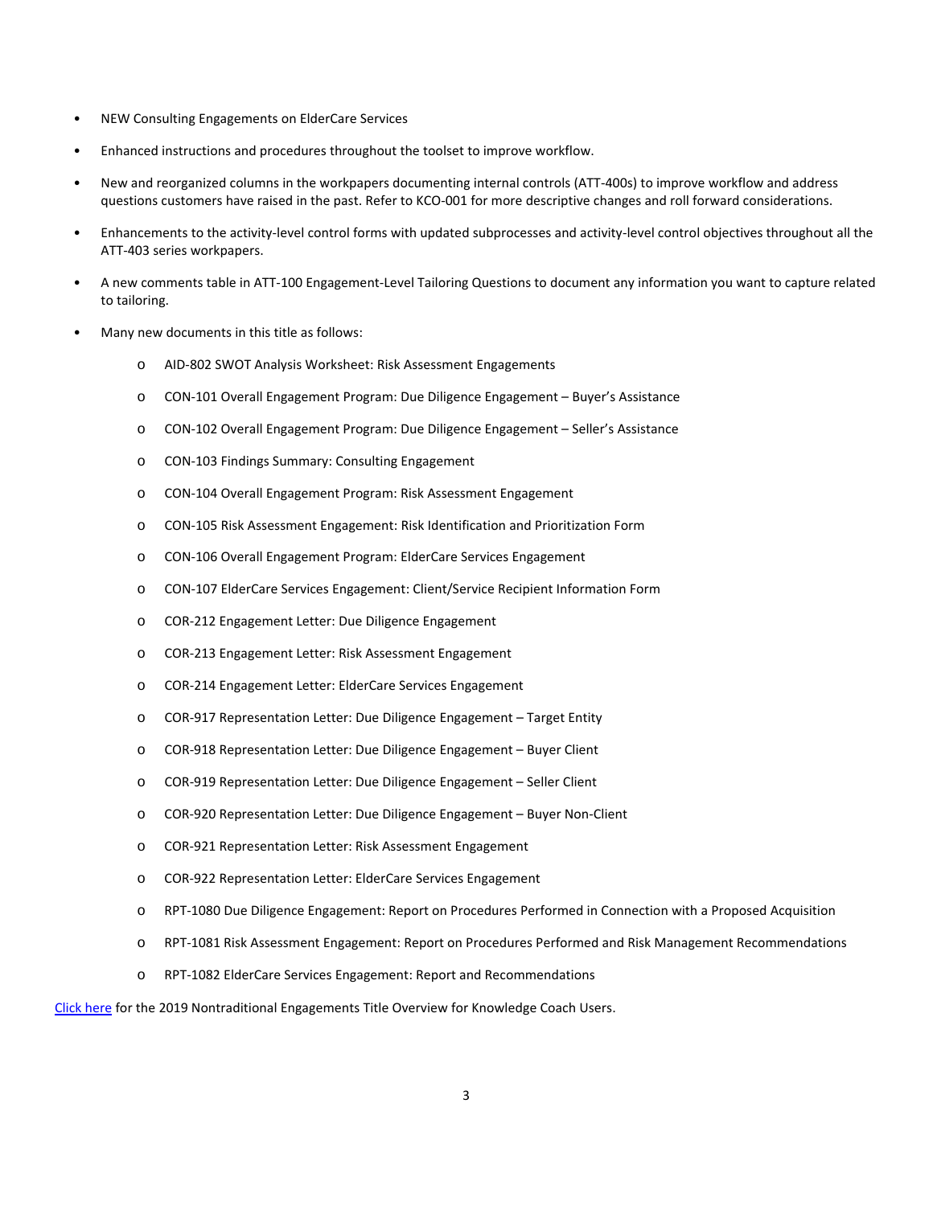- NEW Consulting Engagements on ElderCare Services
- Enhanced instructions and procedures throughout the toolset to improve workflow.
- New and reorganized columns in the workpapers documenting internal controls (ATT-400s) to improve workflow and address questions customers have raised in the past. Refer to KCO-001 for more descriptive changes and roll forward considerations.
- Enhancements to the activity-level control forms with updated subprocesses and activity-level control objectives throughout all the ATT-403 series workpapers.
- A new comments table in ATT-100 Engagement-Level Tailoring Questions to document any information you want to capture related to tailoring.
- Many new documents in this title as follows:
    - AID-802 SWOT Analysis Worksheet: Risk Assessment Engagements
    - CON-101 Overall Engagement Program: Due Diligence Engagement – Buyer's Assistance
    - CON-102 Overall Engagement Program: Due Diligence Engagement – Seller's Assistance
    - CON-103 Findings Summary: Consulting Engagement
    - CON-104 Overall Engagement Program: Risk Assessment Engagement
    - CON-105 Risk Assessment Engagement: Risk Identification and Prioritization Form
    - CON-106 Overall Engagement Program: ElderCare Services Engagement
    - CON-107 ElderCare Services Engagement: Client/Service Recipient Information Form
    - COR-212 Engagement Letter: Due Diligence Engagement
    - COR-213 Engagement Letter: Risk Assessment Engagement
    - COR-214 Engagement Letter: ElderCare Services Engagement
    - COR-917 Representation Letter: Due Diligence Engagement – Target Entity
    - COR-918 Representation Letter: Due Diligence Engagement – Buyer Client
    - COR-919 Representation Letter: Due Diligence Engagement – Seller Client
    - COR-920 Representation Letter: Due Diligence Engagement – Buyer Non-Client
    - COR-921 Representation Letter: Risk Assessment Engagement
    - COR-922 Representation Letter: ElderCare Services Engagement
    - RPT-1080 Due Diligence Engagement: Report on Procedures Performed in Connection with a Proposed Acquisition
    - RPT-1081 Risk Assessment Engagement: Report on Procedures Performed and Risk Management Recommendations
    - RPT-1082 ElderCare Services Engagement: Report and Recommendations

Click here for the 2019 Nontraditional Engagements Title Overview for Knowledge Coach Users.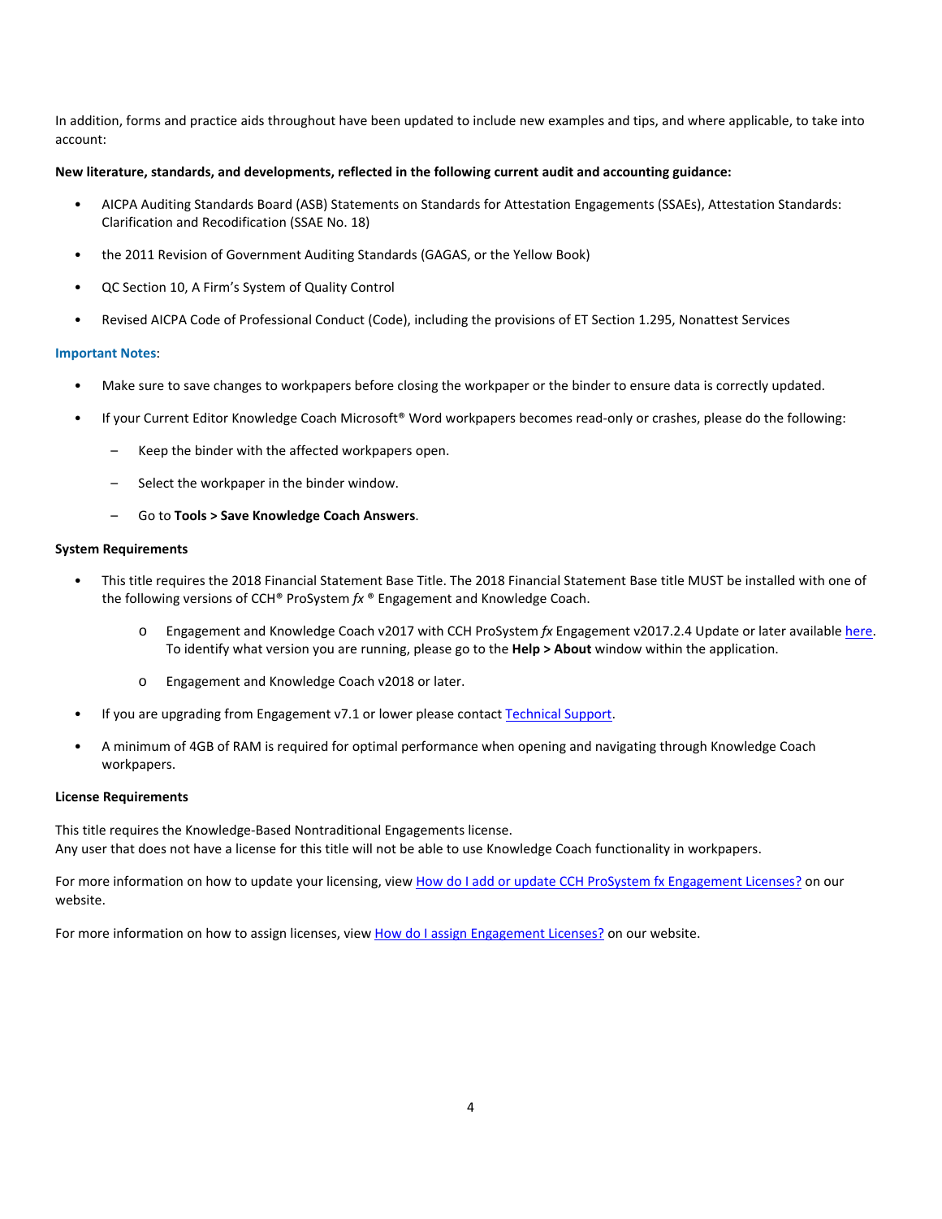In addition, forms and practice aids throughout have been updated to include new examples and tips, and where applicable, to take into account:

**New literature, standards, and developments, reflected in the following current audit and accounting guidance:**

- AICPA Auditing Standards Board (ASB) Statements on Standards for Attestation Engagements (SSAEs), Attestation Standards: Clarification and Recodification (SSAE No. 18)
- the 2011 Revision of Government Auditing Standards (GAGAS, or the Yellow Book)
- QC Section 10, A Firm's System of Quality Control
- Revised AICPA Code of Professional Conduct (Code), including the provisions of ET Section 1.295, Nonattest Services

**Important Notes**:

- Make sure to save changes to workpapers before closing the workpaper or the binder to ensure data is correctly updated.
- If your Current Editor Knowledge Coach Microsoft® Word workpapers becomes read-only or crashes, please do the following:
  - Keep the binder with the affected workpapers open.
  - Select the workpaper in the binder window.
  - Go to **Tools > Save Knowledge Coach Answers**.

**System Requirements**

- This title requires the 2018 Financial Statement Base Title. The 2018 Financial Statement Base title MUST be installed with one of the following versions of CCH® ProSystem *fx* ® Engagement and Knowledge Coach.
  - Engagement and Knowledge Coach v2017 with CCH ProSystem *fx* Engagement v2017.2.4 Update or later available here. To identify what version you are running, please go to the **Help > About** window within the application.
  - Engagement and Knowledge Coach v2018 or later.
- If you are upgrading from Engagement v7.1 or lower please contact Technical Support.
- A minimum of 4GB of RAM is required for optimal performance when opening and navigating through Knowledge Coach workpapers.

**License Requirements**

This title requires the Knowledge-Based Nontraditional Engagements license.
Any user that does not have a license for this title will not be able to use Knowledge Coach functionality in workpapers.

For more information on how to update your licensing, view How do I add or update CCH ProSystem fx Engagement Licenses? on our website.

For more information on how to assign licenses, view How do I assign Engagement Licenses? on our website.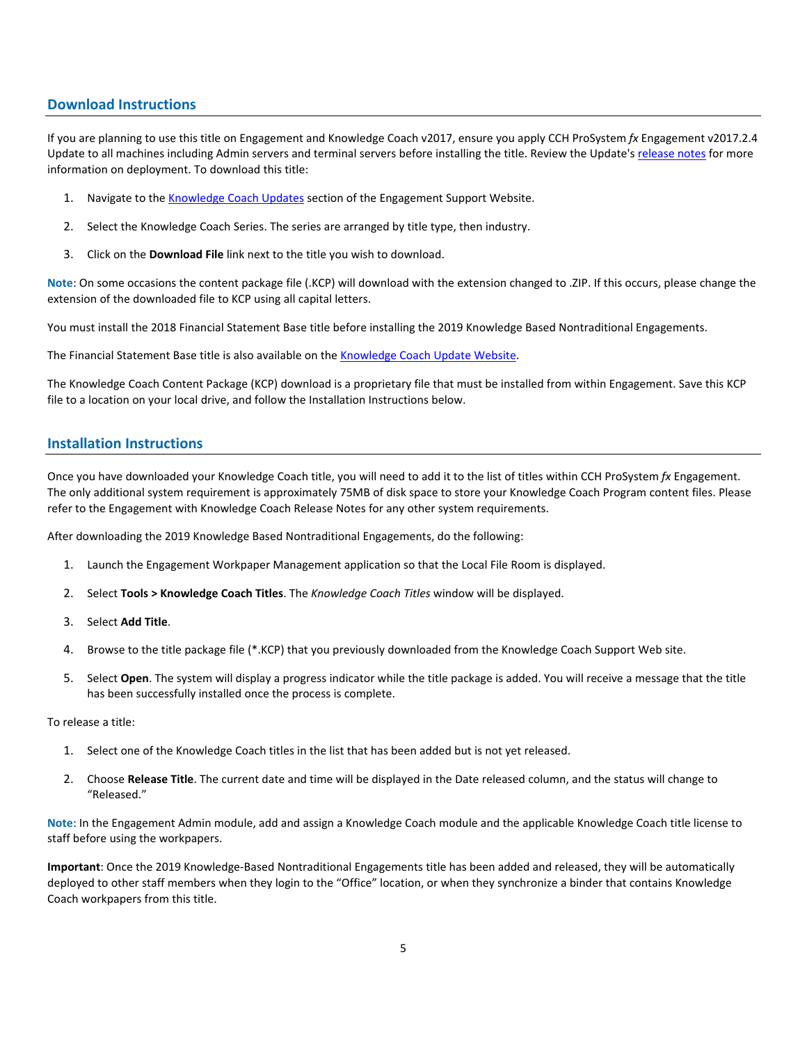## Download Instructions

If you are planning to use this title on Engagement and Knowledge Coach v2017, ensure you apply CCH ProSystem *fx* Engagement v2017.2.4 Update to all machines including Admin servers and terminal servers before installing the title. Review the Update's [release notes](release notes) for more information on deployment. To download this title:

1. Navigate to the [Knowledge Coach Updates](Knowledge Coach Updates) section of the Engagement Support Website.
2. Select the Knowledge Coach Series. The series are arranged by title type, then industry.
3. Click on the **Download File** link next to the title you wish to download.

**Note**: On some occasions the content package file (.KCP) will download with the extension changed to .ZIP. If this occurs, please change the extension of the downloaded file to KCP using all capital letters.

You must install the 2018 Financial Statement Base title before installing the 2019 Knowledge Based Nontraditional Engagements.

The Financial Statement Base title is also available on the [Knowledge Coach Update Website](Knowledge Coach Update Website).

The Knowledge Coach Content Package (KCP) download is a proprietary file that must be installed from within Engagement. Save this KCP file to a location on your local drive, and follow the Installation Instructions below.

## Installation Instructions

Once you have downloaded your Knowledge Coach title, you will need to add it to the list of titles within CCH ProSystem *fx* Engagement. The only additional system requirement is approximately 75MB of disk space to store your Knowledge Coach Program content files. Please refer to the Engagement with Knowledge Coach Release Notes for any other system requirements.

After downloading the 2019 Knowledge Based Nontraditional Engagements, do the following:

1. Launch the Engagement Workpaper Management application so that the Local File Room is displayed.
2. Select **Tools > Knowledge Coach Titles**. The *Knowledge Coach Titles* window will be displayed.
3. Select **Add Title**.
4. Browse to the title package file (*.KCP) that you previously downloaded from the Knowledge Coach Support Web site.
5. Select **Open**. The system will display a progress indicator while the title package is added. You will receive a message that the title has been successfully installed once the process is complete.

To release a title:

1. Select one of the Knowledge Coach titles in the list that has been added but is not yet released.
2. Choose **Release Title**. The current date and time will be displayed in the Date released column, and the status will change to "Released."

**Note**: In the Engagement Admin module, add and assign a Knowledge Coach module and the applicable Knowledge Coach title license to staff before using the workpapers.

**Important**: Once the 2019 Knowledge-Based Nontraditional Engagements title has been added and released, they will be automatically deployed to other staff members when they login to the "Office" location, or when they synchronize a binder that contains Knowledge Coach workpapers from this title.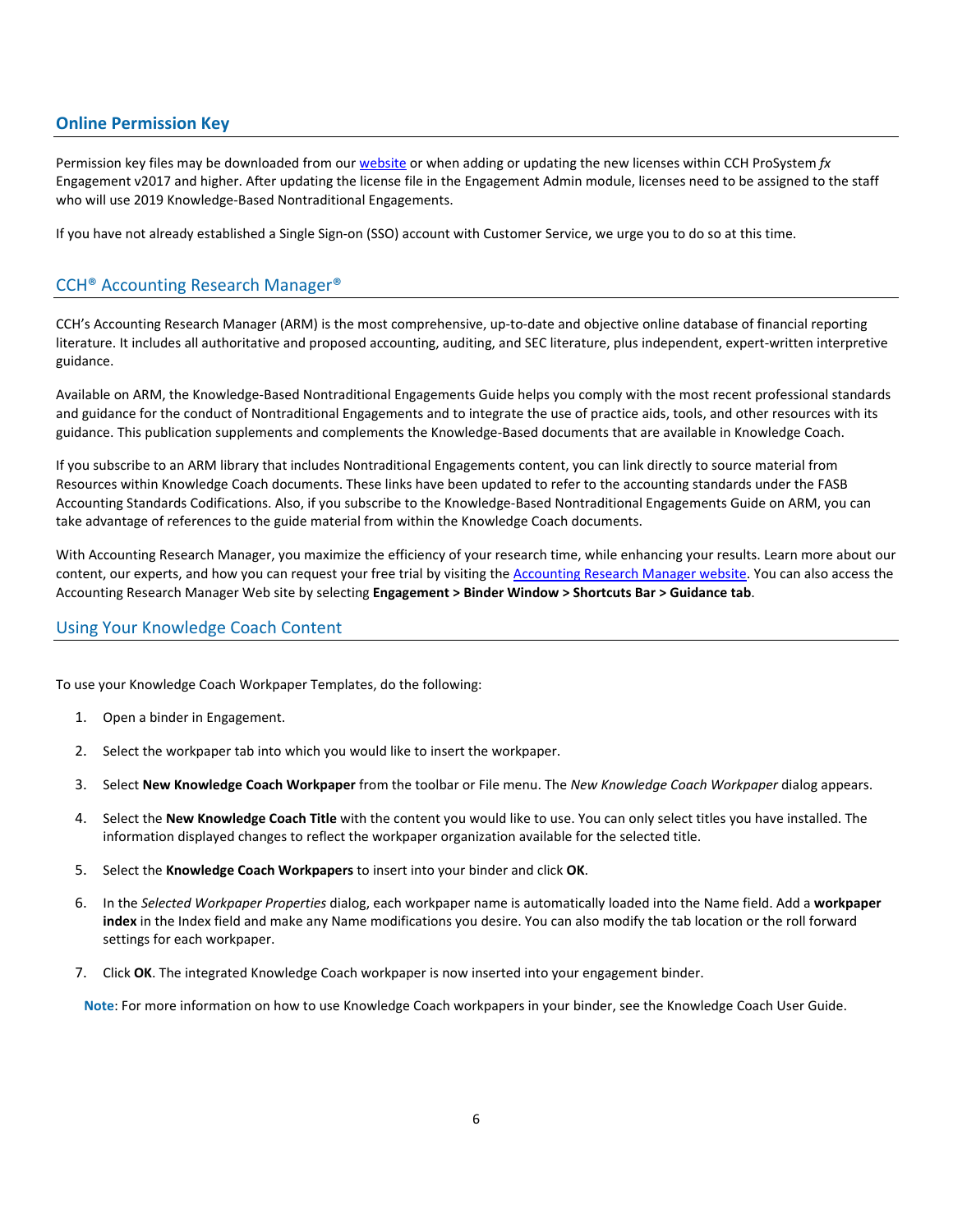## Online Permission Key

Permission key files may be downloaded from our [website](#) or when adding or updating the new licenses within CCH ProSystem *fx* Engagement v2017 and higher. After updating the license file in the Engagement Admin module, licenses need to be assigned to the staff who will use 2019 Knowledge-Based Nontraditional Engagements.

If you have not already established a Single Sign-on (SSO) account with Customer Service, we urge you to do so at this time.

## CCH® Accounting Research Manager®

CCH's Accounting Research Manager (ARM) is the most comprehensive, up-to-date and objective online database of financial reporting literature. It includes all authoritative and proposed accounting, auditing, and SEC literature, plus independent, expert-written interpretive guidance.

Available on ARM, the Knowledge-Based Nontraditional Engagements Guide helps you comply with the most recent professional standards and guidance for the conduct of Nontraditional Engagements and to integrate the use of practice aids, tools, and other resources with its guidance. This publication supplements and complements the Knowledge-Based documents that are available in Knowledge Coach.

If you subscribe to an ARM library that includes Nontraditional Engagements content, you can link directly to source material from Resources within Knowledge Coach documents. These links have been updated to refer to the accounting standards under the FASB Accounting Standards Codifications. Also, if you subscribe to the Knowledge-Based Nontraditional Engagements Guide on ARM, you can take advantage of references to the guide material from within the Knowledge Coach documents.

With Accounting Research Manager, you maximize the efficiency of your research time, while enhancing your results. Learn more about our content, our experts, and how you can request your free trial by visiting the [Accounting Research Manager website](#). You can also access the Accounting Research Manager Web site by selecting **Engagement > Binder Window > Shortcuts Bar > Guidance tab**.

## Using Your Knowledge Coach Content

To use your Knowledge Coach Workpaper Templates, do the following:

1. Open a binder in Engagement.
2. Select the workpaper tab into which you would like to insert the workpaper.
3. Select **New Knowledge Coach Workpaper** from the toolbar or File menu. The *New Knowledge Coach Workpaper* dialog appears.
4. Select the **New Knowledge Coach Title** with the content you would like to use. You can only select titles you have installed. The information displayed changes to reflect the workpaper organization available for the selected title.
5. Select the **Knowledge Coach Workpapers** to insert into your binder and click **OK**.
6. In the *Selected Workpaper Properties* dialog, each workpaper name is automatically loaded into the Name field. Add a **workpaper index** in the Index field and make any Name modifications you desire. You can also modify the tab location or the roll forward settings for each workpaper.
7. Click **OK**. The integrated Knowledge Coach workpaper is now inserted into your engagement binder.

**Note**: For more information on how to use Knowledge Coach workpapers in your binder, see the Knowledge Coach User Guide.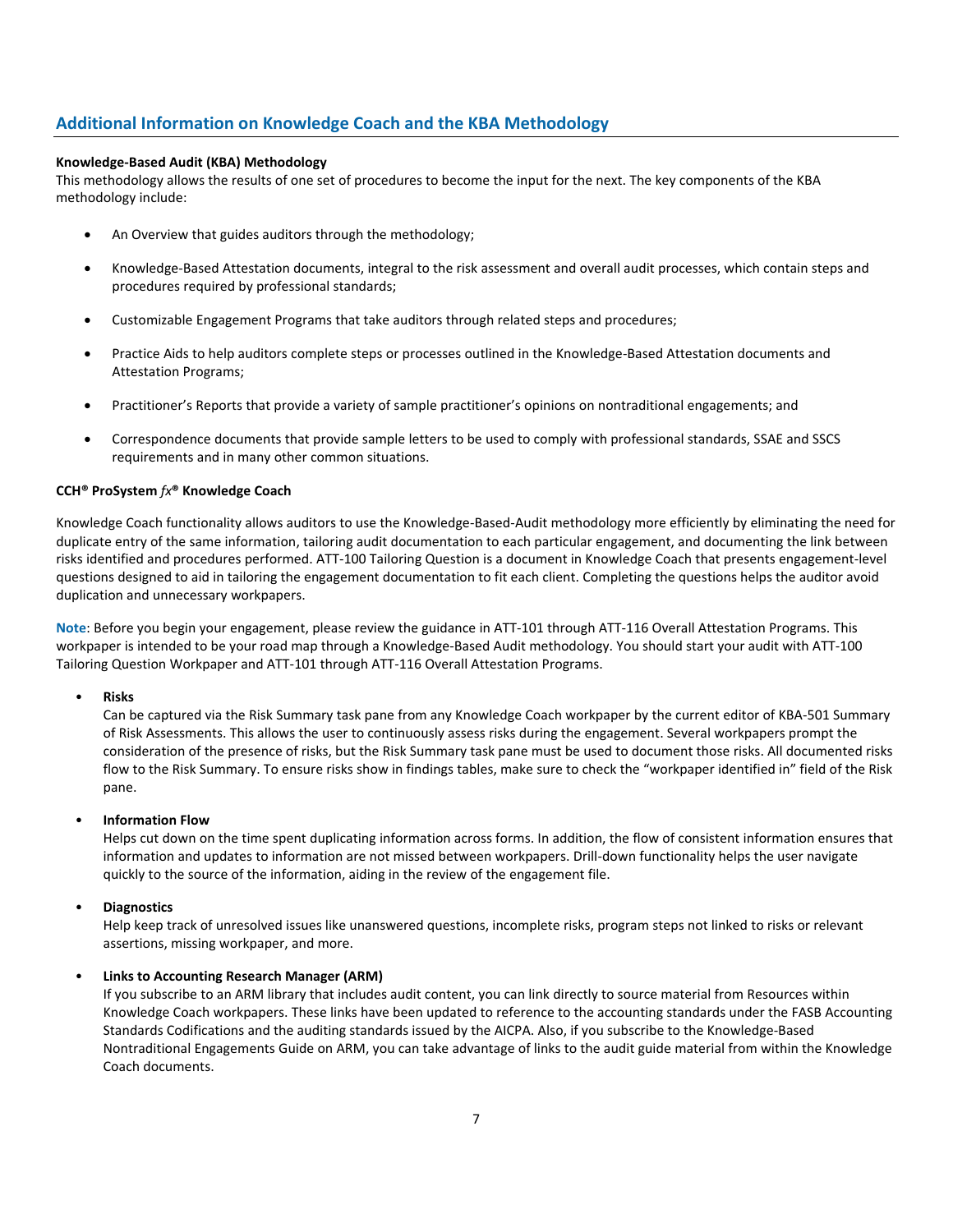## Additional Information on Knowledge Coach and the KBA Methodology

**Knowledge-Based Audit (KBA) Methodology**

This methodology allows the results of one set of procedures to become the input for the next. The key components of the KBA methodology include:

- An Overview that guides auditors through the methodology;
- Knowledge-Based Attestation documents, integral to the risk assessment and overall audit processes, which contain steps and procedures required by professional standards;
- Customizable Engagement Programs that take auditors through related steps and procedures;
- Practice Aids to help auditors complete steps or processes outlined in the Knowledge-Based Attestation documents and Attestation Programs;
- Practitioner's Reports that provide a variety of sample practitioner's opinions on nontraditional engagements; and
- Correspondence documents that provide sample letters to be used to comply with professional standards, SSAE and SSCS requirements and in many other common situations.

**CCH® ProSystem *fx*® Knowledge Coach**

Knowledge Coach functionality allows auditors to use the Knowledge-Based-Audit methodology more efficiently by eliminating the need for duplicate entry of the same information, tailoring audit documentation to each particular engagement, and documenting the link between risks identified and procedures performed. ATT-100 Tailoring Question is a document in Knowledge Coach that presents engagement-level questions designed to aid in tailoring the engagement documentation to fit each client. Completing the questions helps the auditor avoid duplication and unnecessary workpapers.

**Note**: Before you begin your engagement, please review the guidance in ATT-101 through ATT-116 Overall Attestation Programs. This workpaper is intended to be your road map through a Knowledge-Based Audit methodology. You should start your audit with ATT-100 Tailoring Question Workpaper and ATT-101 through ATT-116 Overall Attestation Programs.

- **Risks**
  Can be captured via the Risk Summary task pane from any Knowledge Coach workpaper by the current editor of KBA-501 Summary of Risk Assessments. This allows the user to continuously assess risks during the engagement. Several workpapers prompt the consideration of the presence of risks, but the Risk Summary task pane must be used to document those risks. All documented risks flow to the Risk Summary. To ensure risks show in findings tables, make sure to check the "workpaper identified in" field of the Risk pane.

- **Information Flow**
  Helps cut down on the time spent duplicating information across forms. In addition, the flow of consistent information ensures that information and updates to information are not missed between workpapers. Drill-down functionality helps the user navigate quickly to the source of the information, aiding in the review of the engagement file.

- **Diagnostics**
  Help keep track of unresolved issues like unanswered questions, incomplete risks, program steps not linked to risks or relevant assertions, missing workpaper, and more.

- **Links to Accounting Research Manager (ARM)**
  If you subscribe to an ARM library that includes audit content, you can link directly to source material from Resources within Knowledge Coach workpapers. These links have been updated to reference to the accounting standards under the FASB Accounting Standards Codifications and the auditing standards issued by the AICPA. Also, if you subscribe to the Knowledge-Based Nontraditional Engagements Guide on ARM, you can take advantage of links to the audit guide material from within the Knowledge Coach documents.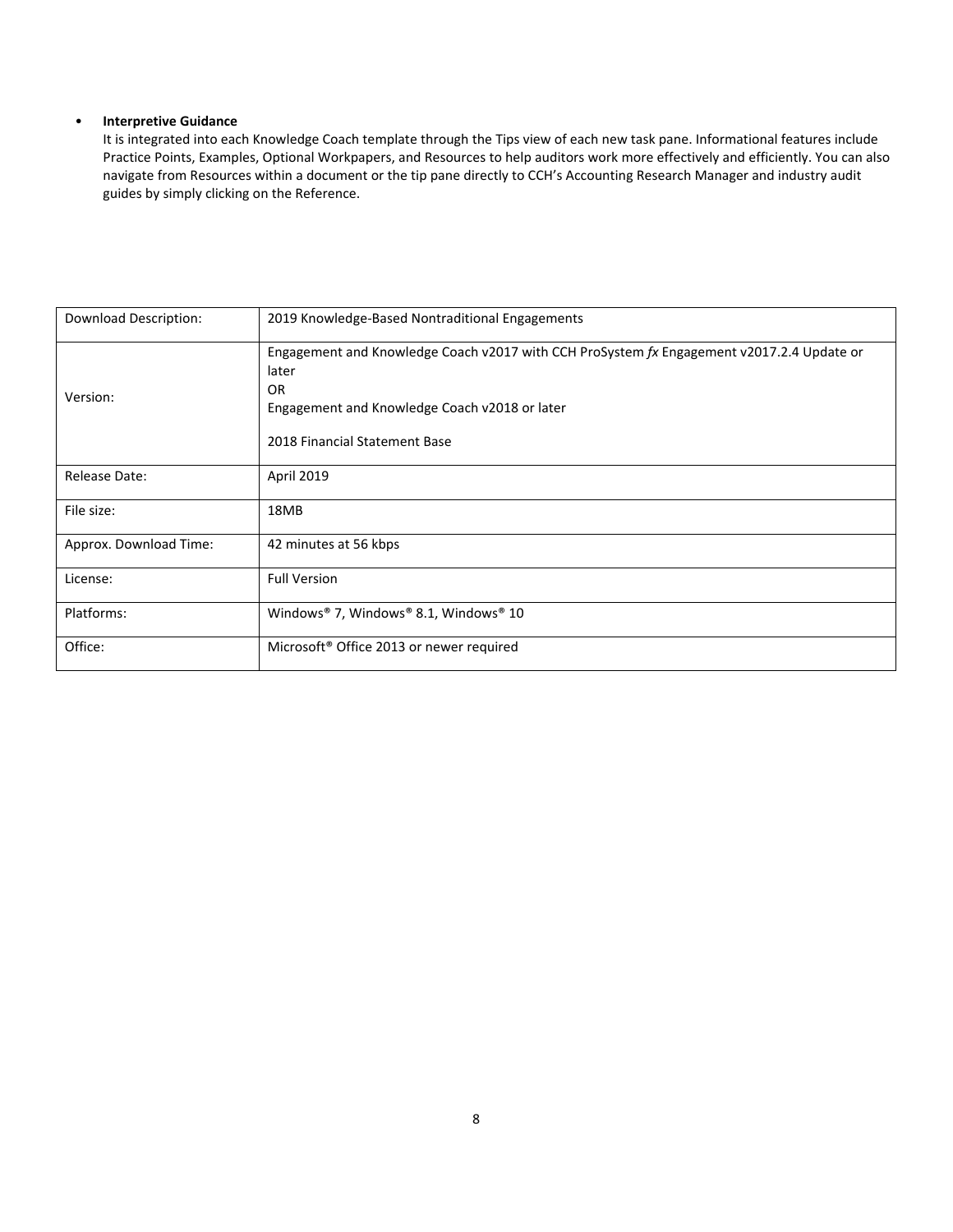- **Interpretive Guidance**
  It is integrated into each Knowledge Coach template through the Tips view of each new task pane. Informational features include Practice Points, Examples, Optional Workpapers, and Resources to help auditors work more effectively and efficiently. You can also navigate from Resources within a document or the tip pane directly to CCH's Accounting Research Manager and industry audit guides by simply clicking on the Reference.

| | |
|---|---|
| Download Description: | 2019 Knowledge-Based Nontraditional Engagements |
| Version: | Engagement and Knowledge Coach v2017 with CCH ProSystem *fx* Engagement v2017.2.4 Update or later<br>OR<br>Engagement and Knowledge Coach v2018 or later<br><br>2018 Financial Statement Base |
| Release Date: | April 2019 |
| File size: | 18MB |
| Approx. Download Time: | 42 minutes at 56 kbps |
| License: | Full Version |
| Platforms: | Windows® 7, Windows® 8.1, Windows® 10 |
| Office: | Microsoft® Office 2013 or newer required |